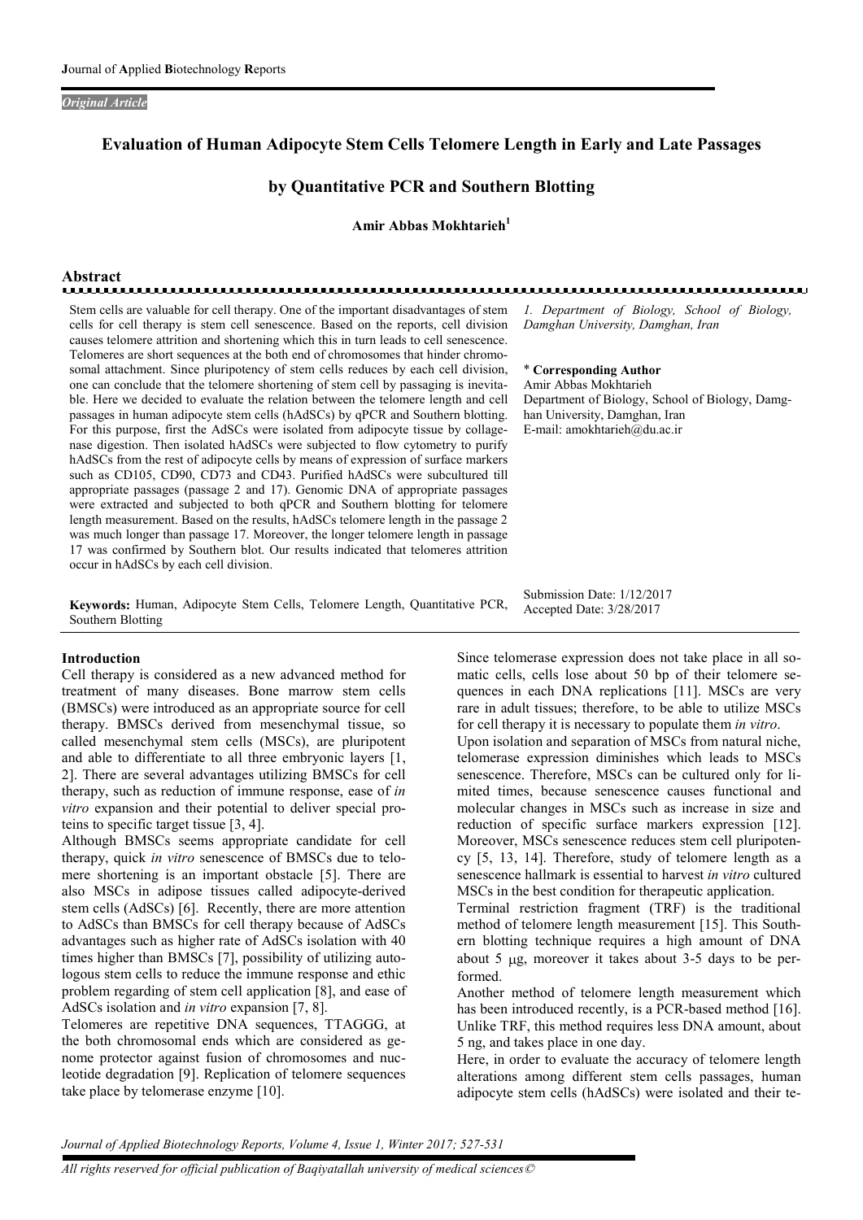*Original Article*

# Evaluation of Human Adipocyte Stem Cells Telomere Length in Early and Late Passages by Quantitative PCR and Southern Blotting

**Amir Abbas Mokhtarieh**[1]

## Abstract

Stem cells are valuable for cell therapy. One of the important disadvantages of stem cells for cell therapy is stem cell senescence. Based on the reports, cell division causes telomere attrition and shortening which this in turn leads to cell senescence. Telomeres are short sequences at the both end of chromosomes that hinder chromosomal attachment. Since pluripotency of stem cells reduces by each cell division, one can conclude that the telomere shortening of stem cell by passaging is inevitable. Here we decided to evaluate the relation between the telomere length and cell passages in human adipocyte stem cells (hAdSCs) by qPCR and Southern blotting. For this purpose, first the AdSCs were isolated from adipocyte tissue by collagenase digestion. Then isolated hAdSCs were subjected to flow cytometry to purify hAdSCs from the rest of adipocyte cells by means of expression of surface markers such as CD105, CD90, CD73 and CD43. Purified hAdSCs were subcultured till appropriate passages (passage 2 and 17). Genomic DNA of appropriate passages were extracted and subjected to both qPCR and Southern blotting for telomere length measurement. Based on the results, hAdSCs telomere length in the passage 2 was much longer than passage 17. Moreover, the longer telomere length in passage 17 was confirmed by Southern blot. Our results indicated that telomeres attrition occur in hAdSCs by each cell division.

*1. Department of Biology, School of Biology, Damghan University, Damghan, Iran*

\* **Corresponding Author**
Amir Abbas Mokhtarieh
Department of Biology, School of Biology, Damghan University, Damghan, Iran
E-mail: amokhtarieh@du.ac.ir

**Keywords:** Human, Adipocyte Stem Cells, Telomere Length, Quantitative PCR, Southern Blotting

Submission Date: 1/12/2017
Accepted Date: 3/28/2017

## Introduction

Cell therapy is considered as a new advanced method for treatment of many diseases. Bone marrow stem cells (BMSCs) were introduced as an appropriate source for cell therapy. BMSCs derived from mesenchymal tissue, so called mesenchymal stem cells (MSCs), are pluripotent and able to differentiate to all three embryonic layers [1, 2]. There are several advantages utilizing BMSCs for cell therapy, such as reduction of immune response, ease of *in vitro* expansion and their potential to deliver special proteins to specific target tissue [3, 4].

Although BMSCs seems appropriate candidate for cell therapy, quick *in vitro* senescence of BMSCs due to telomere shortening is an important obstacle [5]. There are also MSCs in adipose tissues called adipocyte-derived stem cells (AdSCs) [6]. Recently, there are more attention to AdSCs than BMSCs for cell therapy because of AdSCs advantages such as higher rate of AdSCs isolation with 40 times higher than BMSCs [7], possibility of utilizing autologous stem cells to reduce the immune response and ethic problem regarding of stem cell application [8], and ease of AdSCs isolation and *in vitro* expansion [7, 8].

Telomeres are repetitive DNA sequences, TTAGGG, at the both chromosomal ends which are considered as genome protector against fusion of chromosomes and nucleotide degradation [9]. Replication of telomere sequences take place by telomerase enzyme [10].

Since telomerase expression does not take place in all somatic cells, cells lose about 50 bp of their telomere sequences in each DNA replications [11]. MSCs are very rare in adult tissues; therefore, to be able to utilize MSCs for cell therapy it is necessary to populate them *in vitro*.

Upon isolation and separation of MSCs from natural niche, telomerase expression diminishes which leads to MSCs senescence. Therefore, MSCs can be cultured only for limited times, because senescence causes functional and molecular changes in MSCs such as increase in size and reduction of specific surface markers expression [12]. Moreover, MSCs senescence reduces stem cell pluripotency [5, 13, 14]. Therefore, study of telomere length as a senescence hallmark is essential to harvest *in vitro* cultured MSCs in the best condition for therapeutic application.

Terminal restriction fragment (TRF) is the traditional method of telomere length measurement [15]. This Southern blotting technique requires a high amount of DNA about 5 μg, moreover it takes about 3-5 days to be performed.

Another method of telomere length measurement which has been introduced recently, is a PCR-based method [16]. Unlike TRF, this method requires less DNA amount, about 5 ng, and takes place in one day.

Here, in order to evaluate the accuracy of telomere length alterations among different stem cells passages, human adipocyte stem cells (hAdSCs) were isolated and their te-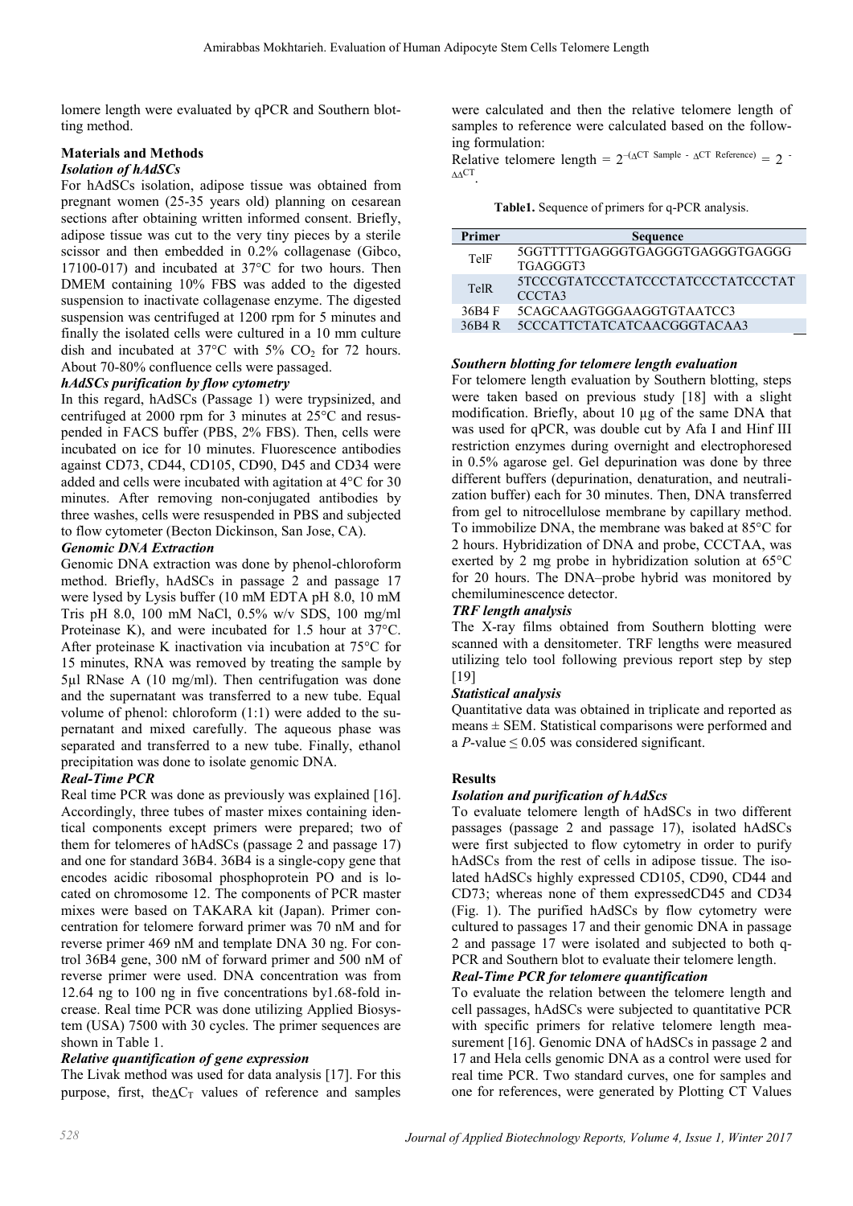lomere length were evaluated by qPCR and Southern blotting method.

## Materials and Methods

### *Isolation of hAdSCs*

For hAdSCs isolation, adipose tissue was obtained from pregnant women (25-35 years old) planning on cesarean sections after obtaining written informed consent. Briefly, adipose tissue was cut to the very tiny pieces by a sterile scissor and then embedded in 0.2% collagenase (Gibco, 17100-017) and incubated at 37°C for two hours. Then DMEM containing 10% FBS was added to the digested suspension to inactivate collagenase enzyme. The digested suspension was centrifuged at 1200 rpm for 5 minutes and finally the isolated cells were cultured in a 10 mm culture dish and incubated at 37°C with 5% $CO_2$ for 72 hours. About 70-80% confluence cells were passaged.

### *hAdSCs purification by flow cytometry*

In this regard, hAdSCs (Passage 1) were trypsinized, and centrifuged at 2000 rpm for 3 minutes at 25°C and resuspended in FACS buffer (PBS, 2% FBS). Then, cells were incubated on ice for 10 minutes. Fluorescence antibodies against CD73, CD44, CD105, CD90, D45 and CD34 were added and cells were incubated with agitation at 4°C for 30 minutes. After removing non-conjugated antibodies by three washes, cells were resuspended in PBS and subjected to flow cytometer (Becton Dickinson, San Jose, CA).

### *Genomic DNA Extraction*

Genomic DNA extraction was done by phenol-chloroform method. Briefly, hAdSCs in passage 2 and passage 17 were lysed by Lysis buffer (10 mM EDTA pH 8.0, 10 mM Tris pH 8.0, 100 mM NaCl, 0.5% w/v SDS, 100 mg/ml Proteinase K), and were incubated for 1.5 hour at 37°C. After proteinase K inactivation via incubation at 75°C for 15 minutes, RNA was removed by treating the sample by 5µl RNase A (10 mg/ml). Then centrifugation was done and the supernatant was transferred to a new tube. Equal volume of phenol: chloroform (1:1) were added to the supernatant and mixed carefully. The aqueous phase was separated and transferred to a new tube. Finally, ethanol precipitation was done to isolate genomic DNA.

### *Real-Time PCR*

Real time PCR was done as previously was explained [16]. Accordingly, three tubes of master mixes containing identical components except primers were prepared; two of them for telomeres of hAdSCs (passage 2 and passage 17) and one for standard 36B4. 36B4 is a single-copy gene that encodes acidic ribosomal phosphoprotein PO and is located on chromosome 12. The components of PCR master mixes were based on TAKARA kit (Japan). Primer concentration for telomere forward primer was 70 nM and for reverse primer 469 nM and template DNA 30 ng. For control 36B4 gene, 300 nM of forward primer and 500 nM of reverse primer were used. DNA concentration was from 12.64 ng to 100 ng in five concentrations by1.68-fold increase. Real time PCR was done utilizing Applied Biosystem (USA) 7500 with 30 cycles. The primer sequences are shown in Table 1.

### *Relative quantification of gene expression*

The Livak method was used for data analysis [17]. For this purpose, first, the$\Delta C_T$ values of reference and samples were calculated and then the relative telomere length of samples to reference were calculated based on the following formulation:

Relative telomere length = $2^{-(\Delta CT\ Sample\ -\ \Delta CT\ Reference)} = 2^{-\Delta\Delta CT}$.

**Table1.** Sequence of primers for q-PCR analysis.

| Primer | Sequence |
|---|---|
| TelF | 5GGTTTTTGAGGGTGAGGGTGAGGGTGAGGGTGAGGGT3 |
| TelR | 5TCCCGTATCCCTATCCCTATCCCTATCCCTATCCCTA3 |
| 36B4 F | 5CAGCAAGTGGGAAGGTGTAATCC3 |
| 36B4 R | 5CCCATTCTATCATCAACGGGTACAA3 |

### *Southern blotting for telomere length evaluation*

For telomere length evaluation by Southern blotting, steps were taken based on previous study [18] with a slight modification. Briefly, about 10 µg of the same DNA that was used for qPCR, was double cut by Afa I and Hinf III restriction enzymes during overnight and electrophoresed in 0.5% agarose gel. Gel depurination was done by three different buffers (depurination, denaturation, and neutralization buffer) each for 30 minutes. Then, DNA transferred from gel to nitrocellulose membrane by capillary method. To immobilize DNA, the membrane was baked at 85°C for 2 hours. Hybridization of DNA and probe, CCCTAA, was exerted by 2 mg probe in hybridization solution at 65°C for 20 hours. The DNA–probe hybrid was monitored by chemiluminescence detector.

### *TRF length analysis*

The X-ray films obtained from Southern blotting were scanned with a densitometer. TRF lengths were measured utilizing telo tool following previous report step by step [19]

### *Statistical analysis*

Quantitative data was obtained in triplicate and reported as means ± SEM. Statistical comparisons were performed and a *P*-value ≤ 0.05 was considered significant.

## Results

### *Isolation and purification of hAdScs*

To evaluate telomere length of hAdSCs in two different passages (passage 2 and passage 17), isolated hAdSCs were first subjected to flow cytometry in order to purify hAdSCs from the rest of cells in adipose tissue. The isolated hAdSCs highly expressed CD105, CD90, CD44 and CD73; whereas none of them expressedCD45 and CD34 (Fig. 1). The purified hAdSCs by flow cytometry were cultured to passages 17 and their genomic DNA in passage 2 and passage 17 were isolated and subjected to both q-PCR and Southern blot to evaluate their telomere length.

### *Real-Time PCR for telomere quantification*

To evaluate the relation between the telomere length and cell passages, hAdSCs were subjected to quantitative PCR with specific primers for relative telomere length measurement [16]. Genomic DNA of hAdSCs in passage 2 and 17 and Hela cells genomic DNA as a control were used for real time PCR. Two standard curves, one for samples and one for references, were generated by Plotting CT Values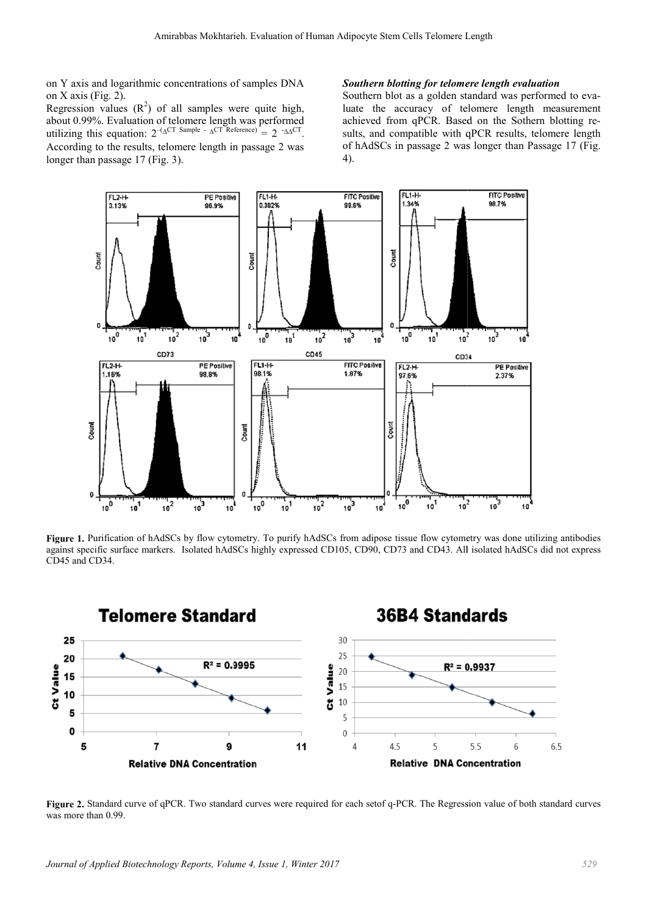on Y axis and logarithmic concentrations of samples DNA on X axis (Fig. 2).

Regression values ($R^2$) of all samples were quite high, about 0.99%. Evaluation of telomere length was performed utilizing this equation: $2^{-(\Delta CT\ Sample\ -\ \Delta CT\ Reference)} = 2^{-\Delta\Delta CT}$. According to the results, telomere length in passage 2 was longer than passage 17 (Fig. 3).

***Southern blotting for telomere length evaluation***

Southern blot as a golden standard was performed to evaluate the accuracy of telomere length measurement achieved from qPCR. Based on the Sothern blotting results, and compatible with qPCR results, telomere length of hAdSCs in passage 2 was longer than Passage 17 (Fig. 4).

**Figure 1.** Purification of hAdSCs by flow cytometry. To purify hAdSCs from adipose tissue flow cytometry was done utilizing antibodies against specific surface markers. Isolated hAdSCs highly expressed CD105, CD90, CD73 and CD43. All isolated hAdSCs did not express CD45 and CD34.

**Figure 2.** Standard curve of qPCR. Two standard curves were required for each setof q-PCR. The Regression value of both standard curves was more than 0.99.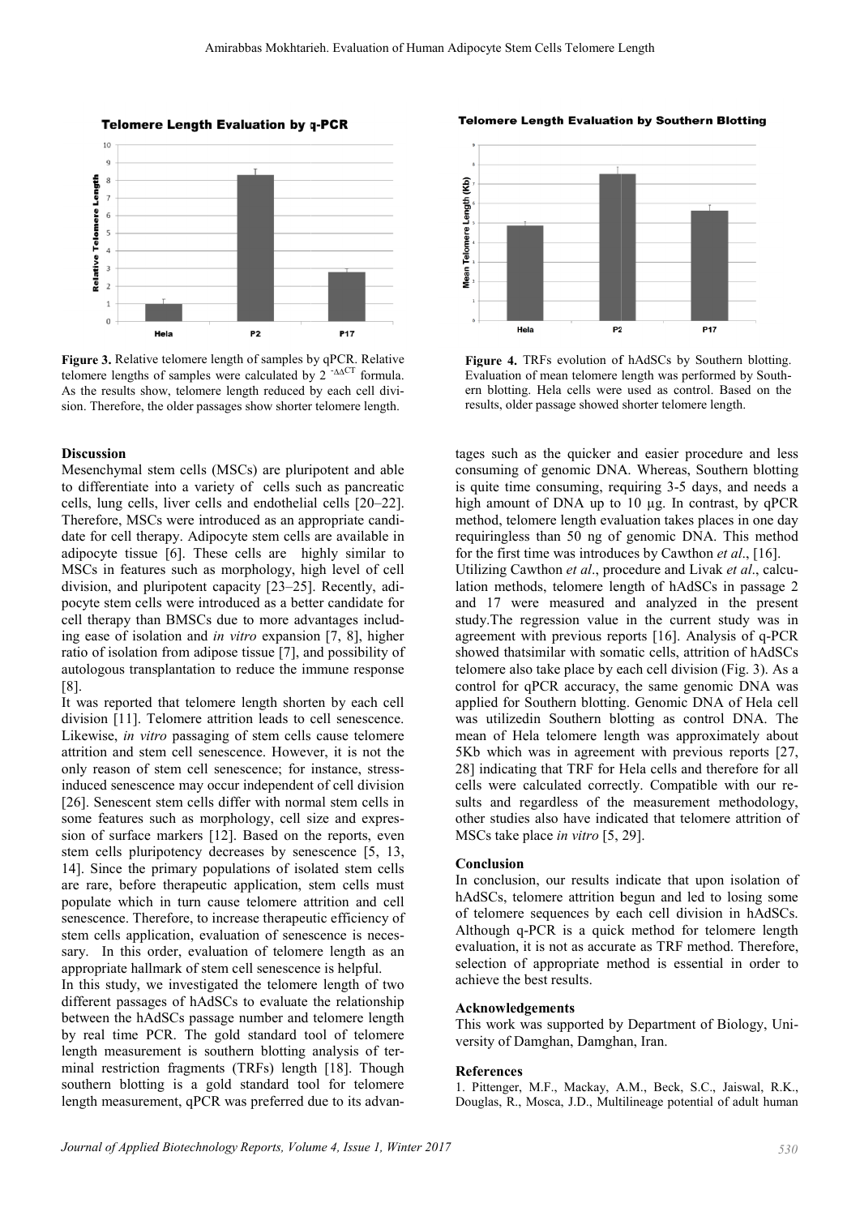**Figure 3.** Relative telomere length of samples by qPCR. Relative telomere lengths of samples were calculated by $2^{-\Delta\Delta CT}$ formula. As the results show, telomere length reduced by each cell division. Therefore, the older passages show shorter telomere length.

**Figure 4.** TRFs evolution of hAdSCs by Southern blotting. Evaluation of mean telomere length was performed by Southern blotting. Hela cells were used as control. Based on the results, older passage showed shorter telomere length.

### Discussion

Mesenchymal stem cells (MSCs) are pluripotent and able to differentiate into a variety of cells such as pancreatic cells, lung cells, liver cells and endothelial cells [20–22]. Therefore, MSCs were introduced as an appropriate candidate for cell therapy. Adipocyte stem cells are available in adipocyte tissue [6]. These cells are highly similar to MSCs in features such as morphology, high level of cell division, and pluripotent capacity [23–25]. Recently, adipocyte stem cells were introduced as a better candidate for cell therapy than BMSCs due to more advantages including ease of isolation and *in vitro* expansion [7, 8], higher ratio of isolation from adipose tissue [7], and possibility of autologous transplantation to reduce the immune response [8].

It was reported that telomere length shorten by each cell division [11]. Telomere attrition leads to cell senescence. Likewise, *in vitro* passaging of stem cells cause telomere attrition and stem cell senescence. However, it is not the only reason of stem cell senescence; for instance, stress-induced senescence may occur independent of cell division [26]. Senescent stem cells differ with normal stem cells in some features such as morphology, cell size and expression of surface markers [12]. Based on the reports, even stem cells pluripotency decreases by senescence [5, 13, 14]. Since the primary populations of isolated stem cells are rare, before therapeutic application, stem cells must populate which in turn cause telomere attrition and cell senescence. Therefore, to increase therapeutic efficiency of stem cells application, evaluation of senescence is necessary. In this order, evaluation of telomere length as an appropriate hallmark of stem cell senescence is helpful.

In this study, we investigated the telomere length of two different passages of hAdSCs to evaluate the relationship between the hAdSCs passage number and telomere length by real time PCR. The gold standard tool of telomere length measurement is southern blotting analysis of terminal restriction fragments (TRFs) length [18]. Though southern blotting is a gold standard tool for telomere length measurement, qPCR was preferred due to its advantages such as the quicker and easier procedure and less consuming of genomic DNA. Whereas, Southern blotting is quite time consuming, requiring 3-5 days, and needs a high amount of DNA up to 10 µg. In contrast, by qPCR method, telomere length evaluation takes places in one day requiringless than 50 ng of genomic DNA. This method for the first time was introduces by Cawthon *et al*., [16].

Utilizing Cawthon *et al*., procedure and Livak *et al*., calculation methods, telomere length of hAdSCs in passage 2 and 17 were measured and analyzed in the present study.The regression value in the current study was in agreement with previous reports [16]. Analysis of q-PCR showed thatsimilar with somatic cells, attrition of hAdSCs telomere also take place by each cell division (Fig. 3). As a control for qPCR accuracy, the same genomic DNA was applied for Southern blotting. Genomic DNA of Hela cell was utilizedin Southern blotting as control DNA. The mean of Hela telomere length was approximately about 5Kb which was in agreement with previous reports [27, 28] indicating that TRF for Hela cells and therefore for all cells were calculated correctly. Compatible with our results and regardless of the measurement methodology, other studies also have indicated that telomere attrition of MSCs take place *in vitro* [5, 29].

### Conclusion

In conclusion, our results indicate that upon isolation of hAdSCs, telomere attrition begun and led to losing some of telomere sequences by each cell division in hAdSCs. Although q-PCR is a quick method for telomere length evaluation, it is not as accurate as TRF method. Therefore, selection of appropriate method is essential in order to achieve the best results.

### Acknowledgements

This work was supported by Department of Biology, University of Damghan, Damghan, Iran.

### References

1. Pittenger, M.F., Mackay, A.M., Beck, S.C., Jaiswal, R.K., Douglas, R., Mosca, J.D., Multilineage potential of adult human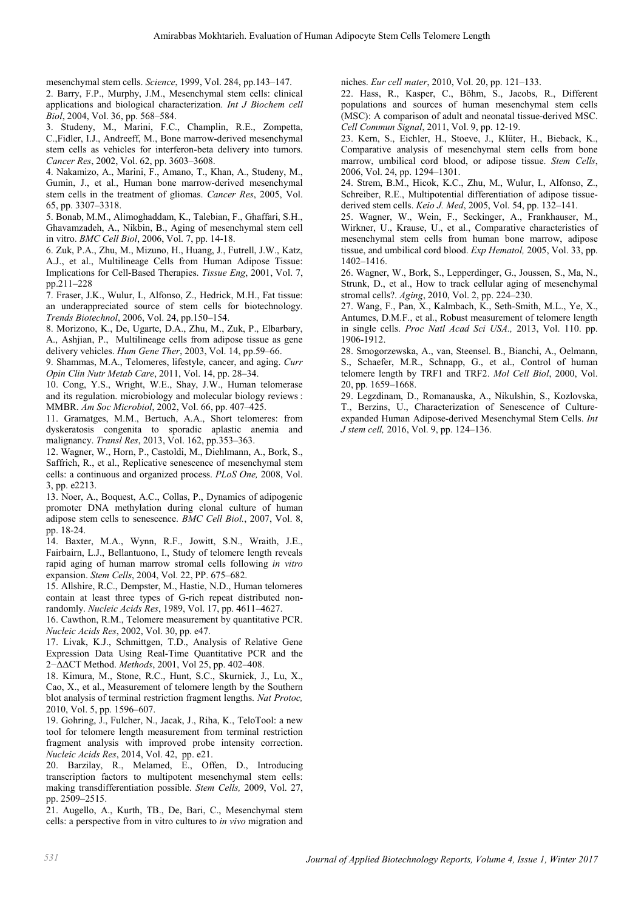mesenchymal stem cells. *Science*, 1999, Vol. 284, pp.143–147.

2. Barry, F.P., Murphy, J.M., Mesenchymal stem cells: clinical applications and biological characterization. *Int J Biochem cell Biol*, 2004, Vol. 36, pp. 568–584.

3. Studeny, M., Marini, F.C., Champlin, R.E., Zompetta, C.,Fidler, I.J., Andreeff, M., Bone marrow-derived mesenchymal stem cells as vehicles for interferon-beta delivery into tumors. *Cancer Res*, 2002, Vol. 62, pp. 3603–3608.

4. Nakamizo, A., Marini, F., Amano, T., Khan, A., Studeny, M., Gumin, J., et al., Human bone marrow-derived mesenchymal stem cells in the treatment of gliomas. *Cancer Res*, 2005, Vol. 65, pp. 3307–3318.

5. Bonab, M.M., Alimoghaddam, K., Talebian, F., Ghaffari, S.H., Ghavamzadeh, A., Nikbin, B., Aging of mesenchymal stem cell in vitro. *BMC Cell Biol*, 2006, Vol. 7, pp. 14-18.

6. Zuk, P.A., Zhu, M., Mizuno, H., Huang, J., Futrell, J.W., Katz, A.J., et al., Multilineage Cells from Human Adipose Tissue: Implications for Cell-Based Therapies. *Tissue Eng*, 2001, Vol. 7, pp.211–228

7. Fraser, J.K., Wulur, I., Alfonso, Z., Hedrick, M.H., Fat tissue: an underappreciated source of stem cells for biotechnology. *Trends Biotechnol*, 2006, Vol. 24, pp.150–154.

8. Morizono, K., De, Ugarte, D.A., Zhu, M., Zuk, P., Elbarbary, A., Ashjian, P., Multilineage cells from adipose tissue as gene delivery vehicles. *Hum Gene Ther*, 2003, Vol. 14, pp.59–66.

9. Shammas, M.A., Telomeres, lifestyle, cancer, and aging. *Curr Opin Clin Nutr Metab Care*, 2011, Vol. 14, pp. 28–34.

10. Cong, Y.S., Wright, W.E., Shay, J.W., Human telomerase and its regulation. microbiology and molecular biology reviews : MMBR. *Am Soc Microbiol*, 2002, Vol. 66, pp. 407–425.

11. Gramatges, M.M., Bertuch, A.A., Short telomeres: from dyskeratosis congenita to sporadic aplastic anemia and malignancy. *Transl Res*, 2013, Vol. 162, pp.353–363.

12. Wagner, W., Horn, P., Castoldi, M., Diehlmann, A., Bork, S., Saffrich, R., et al., Replicative senescence of mesenchymal stem cells: a continuous and organized process. *PLoS One,* 2008, Vol. 3, pp. e2213.

13. Noer, A., Boquest, A.C., Collas, P., Dynamics of adipogenic promoter DNA methylation during clonal culture of human adipose stem cells to senescence. *BMC Cell Biol.*, 2007, Vol. 8, pp. 18-24.

14. Baxter, M.A., Wynn, R.F., Jowitt, S.N., Wraith, J.E., Fairbairn, L.J., Bellantuono, I., Study of telomere length reveals rapid aging of human marrow stromal cells following *in vitro* expansion. *Stem Cells*, 2004, Vol. 22, PP. 675–682.

15. Allshire, R.C., Dempster, M., Hastie, N.D., Human telomeres contain at least three types of G-rich repeat distributed non-randomly. *Nucleic Acids Res*, 1989, Vol. 17, pp. 4611–4627.

16. Cawthon, R.M., Telomere measurement by quantitative PCR. *Nucleic Acids Res*, 2002, Vol. 30, pp. e47.

17. Livak, K.J., Schmittgen, T.D., Analysis of Relative Gene Expression Data Using Real-Time Quantitative PCR and the $2^{-\Delta\Delta CT}$ Method. *Methods*, 2001, Vol 25, pp. 402–408.

18. Kimura, M., Stone, R.C., Hunt, S.C., Skurnick, J., Lu, X., Cao, X., et al., Measurement of telomere length by the Southern blot analysis of terminal restriction fragment lengths. *Nat Protoc,* 2010, Vol. 5, pp. 1596–607.

19. Gohring, J., Fulcher, N., Jacak, J., Riha, K., TeloTool: a new tool for telomere length measurement from terminal restriction fragment analysis with improved probe intensity correction. *Nucleic Acids Res*, 2014, Vol. 42, pp. e21.

20. Barzilay, R., Melamed, E., Offen, D., Introducing transcription factors to multipotent mesenchymal stem cells: making transdifferentiation possible. *Stem Cells,* 2009, Vol. 27, pp. 2509–2515.

21. Augello, A., Kurth, TB., De, Bari, C., Mesenchymal stem cells: a perspective from in vitro cultures to *in vivo* migration and niches. *Eur cell mater*, 2010, Vol. 20, pp. 121–133.

22. Hass, R., Kasper, C., Böhm, S., Jacobs, R., Different populations and sources of human mesenchymal stem cells (MSC): A comparison of adult and neonatal tissue-derived MSC. *Cell Commun Signal*, 2011, Vol. 9, pp. 12-19.

23. Kern, S., Eichler, H., Stoeve, J., Klüter, H., Bieback, K., Comparative analysis of mesenchymal stem cells from bone marrow, umbilical cord blood, or adipose tissue. *Stem Cells*, 2006, Vol. 24, pp. 1294–1301.

24. Strem, B.M., Hicok, K.C., Zhu, M., Wulur, I., Alfonso, Z., Schreiber, R.E., Multipotential differentiation of adipose tissue-derived stem cells. *Keio J. Med*, 2005, Vol. 54, pp. 132–141.

25. Wagner, W., Wein, F., Seckinger, A., Frankhauser, M., Wirkner, U., Krause, U., et al., Comparative characteristics of mesenchymal stem cells from human bone marrow, adipose tissue, and umbilical cord blood. *Exp Hematol,* 2005, Vol. 33, pp. 1402–1416.

26. Wagner, W., Bork, S., Lepperdinger, G., Joussen, S., Ma, N., Strunk, D., et al., How to track cellular aging of mesenchymal stromal cells?. *Aging*, 2010, Vol. 2, pp. 224–230.

27. Wang, F., Pan, X., Kalmbach, K., Seth-Smith, M.L., Ye, X., Antumes, D.M.F., et al., Robust measurement of telomere length in single cells. *Proc Natl Acad Sci USA.,* 2013, Vol. 110. pp. 1906-1912.

28. Smogorzewska, A., van, Steensel. B., Bianchi, A., Oelmann, S., Schaefer, M.R., Schnapp, G., et al., Control of human telomere length by TRF1 and TRF2. *Mol Cell Biol*, 2000, Vol. 20, pp. 1659–1668.

29. Legzdinam, D., Romanauska, A., Nikulshin, S., Kozlovska, T., Berzins, U., Characterization of Senescence of Culture-expanded Human Adipose-derived Mesenchymal Stem Cells. *Int J stem cell,* 2016, Vol. 9, pp. 124–136.